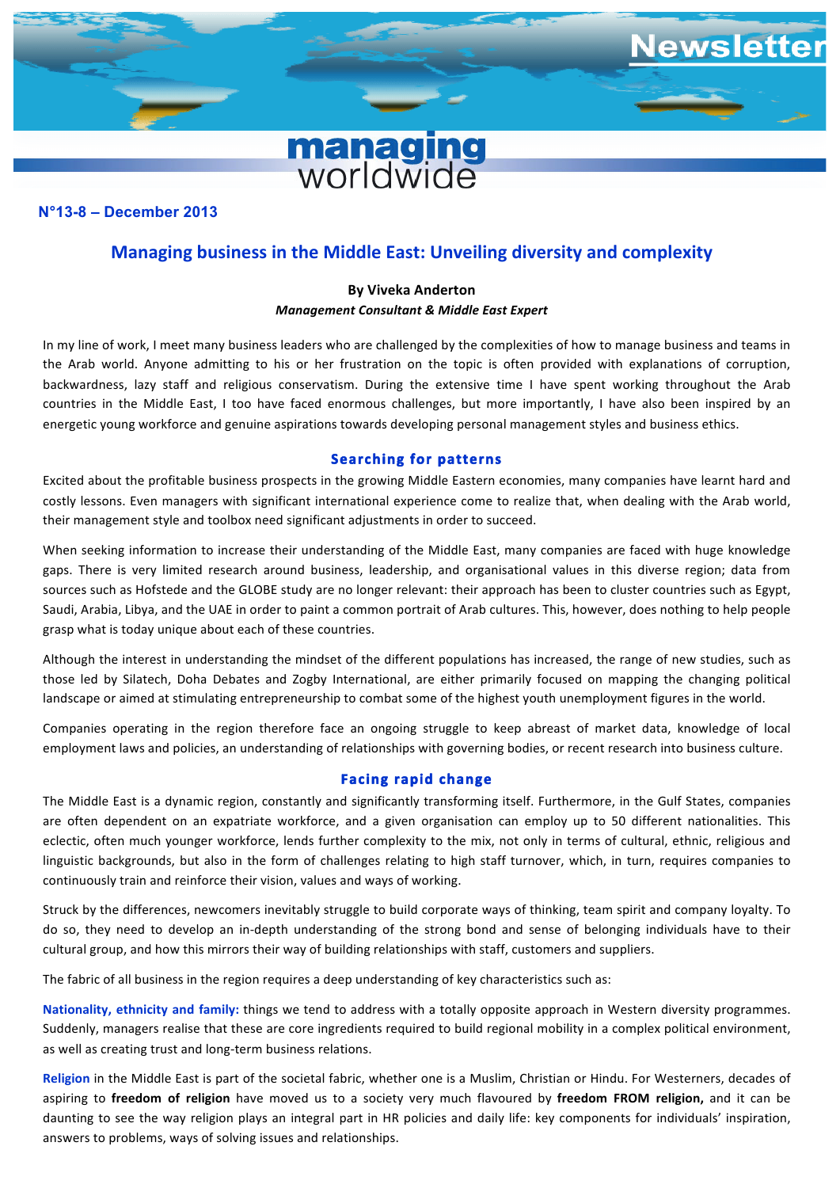Newsletter

managing worldwide

N°13-8 – December 2013

# Managing business in the Middle East: Unveiling diversity and complexity

**By Viveka Anderton**
***Management Consultant & Middle East Expert***

In my line of work, I meet many business leaders who are challenged by the complexities of how to manage business and teams in the Arab world. Anyone admitting to his or her frustration on the topic is often provided with explanations of corruption, backwardness, lazy staff and religious conservatism. During the extensive time I have spent working throughout the Arab countries in the Middle East, I too have faced enormous challenges, but more importantly, I have also been inspired by an energetic young workforce and genuine aspirations towards developing personal management styles and business ethics.

## Searching for patterns

Excited about the profitable business prospects in the growing Middle Eastern economies, many companies have learnt hard and costly lessons. Even managers with significant international experience come to realize that, when dealing with the Arab world, their management style and toolbox need significant adjustments in order to succeed.

When seeking information to increase their understanding of the Middle East, many companies are faced with huge knowledge gaps. There is very limited research around business, leadership, and organisational values in this diverse region; data from sources such as Hofstede and the GLOBE study are no longer relevant: their approach has been to cluster countries such as Egypt, Saudi, Arabia, Libya, and the UAE in order to paint a common portrait of Arab cultures. This, however, does nothing to help people grasp what is today unique about each of these countries.

Although the interest in understanding the mindset of the different populations has increased, the range of new studies, such as those led by Silatech, Doha Debates and Zogby International, are either primarily focused on mapping the changing political landscape or aimed at stimulating entrepreneurship to combat some of the highest youth unemployment figures in the world.

Companies operating in the region therefore face an ongoing struggle to keep abreast of market data, knowledge of local employment laws and policies, an understanding of relationships with governing bodies, or recent research into business culture.

## Facing rapid change

The Middle East is a dynamic region, constantly and significantly transforming itself. Furthermore, in the Gulf States, companies are often dependent on an expatriate workforce, and a given organisation can employ up to 50 different nationalities. This eclectic, often much younger workforce, lends further complexity to the mix, not only in terms of cultural, ethnic, religious and linguistic backgrounds, but also in the form of challenges relating to high staff turnover, which, in turn, requires companies to continuously train and reinforce their vision, values and ways of working.

Struck by the differences, newcomers inevitably struggle to build corporate ways of thinking, team spirit and company loyalty. To do so, they need to develop an in-depth understanding of the strong bond and sense of belonging individuals have to their cultural group, and how this mirrors their way of building relationships with staff, customers and suppliers.

The fabric of all business in the region requires a deep understanding of key characteristics such as:

**Nationality, ethnicity and family:** things we tend to address with a totally opposite approach in Western diversity programmes. Suddenly, managers realise that these are core ingredients required to build regional mobility in a complex political environment, as well as creating trust and long-term business relations.

**Religion** in the Middle East is part of the societal fabric, whether one is a Muslim, Christian or Hindu. For Westerners, decades of aspiring to **freedom of religion** have moved us to a society very much flavoured by **freedom FROM religion,** and it can be daunting to see the way religion plays an integral part in HR policies and daily life: key components for individuals' inspiration, answers to problems, ways of solving issues and relationships.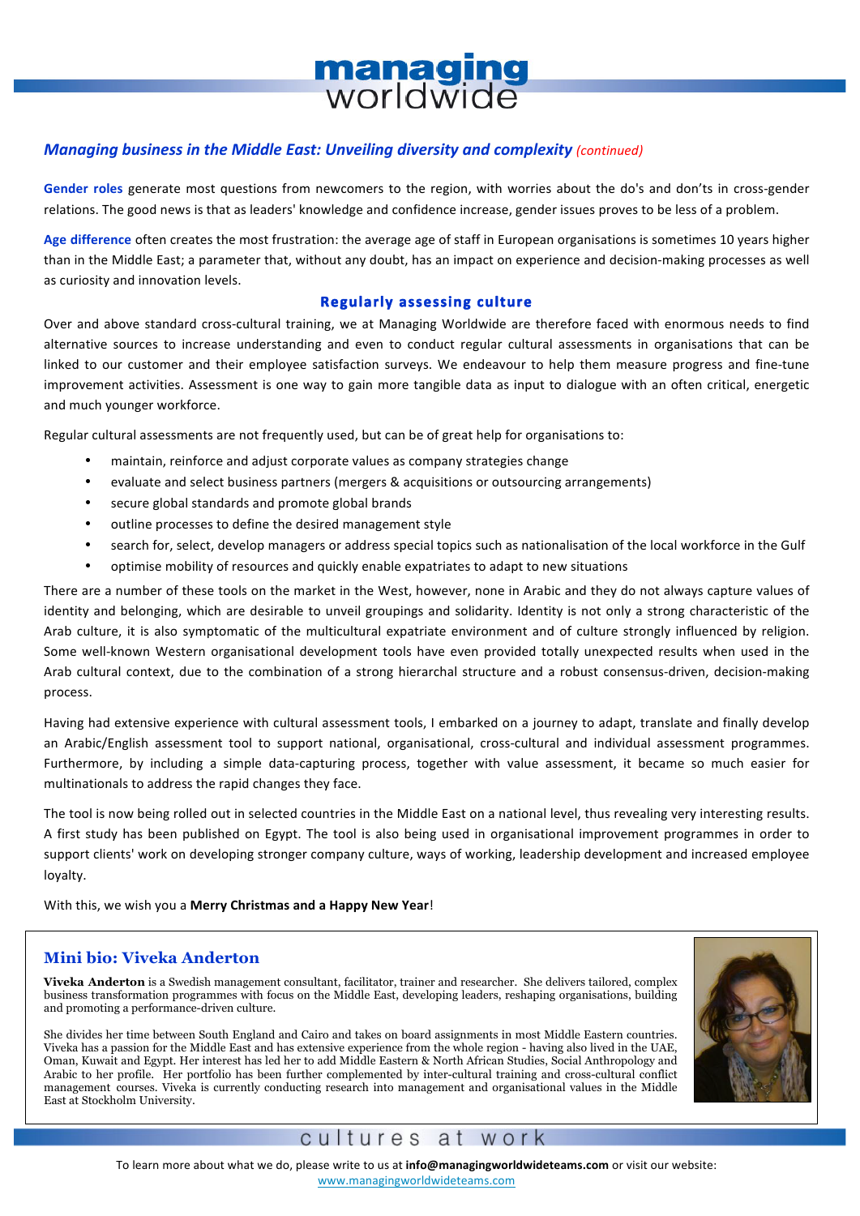## *Managing business in the Middle East: Unveiling diversity and complexity* *(continued)*

**Gender roles** generate most questions from newcomers to the region, with worries about the do's and don'ts in cross-gender relations. The good news is that as leaders' knowledge and confidence increase, gender issues proves to be less of a problem.

**Age difference** often creates the most frustration: the average age of staff in European organisations is sometimes 10 years higher than in the Middle East; a parameter that, without any doubt, has an impact on experience and decision-making processes as well as curiosity and innovation levels.

### Regularly assessing culture

Over and above standard cross-cultural training, we at Managing Worldwide are therefore faced with enormous needs to find alternative sources to increase understanding and even to conduct regular cultural assessments in organisations that can be linked to our customer and their employee satisfaction surveys. We endeavour to help them measure progress and fine-tune improvement activities. Assessment is one way to gain more tangible data as input to dialogue with an often critical, energetic and much younger workforce.

Regular cultural assessments are not frequently used, but can be of great help for organisations to:

- maintain, reinforce and adjust corporate values as company strategies change
- evaluate and select business partners (mergers & acquisitions or outsourcing arrangements)
- secure global standards and promote global brands
- outline processes to define the desired management style
- search for, select, develop managers or address special topics such as nationalisation of the local workforce in the Gulf
- optimise mobility of resources and quickly enable expatriates to adapt to new situations

There are a number of these tools on the market in the West, however, none in Arabic and they do not always capture values of identity and belonging, which are desirable to unveil groupings and solidarity. Identity is not only a strong characteristic of the Arab culture, it is also symptomatic of the multicultural expatriate environment and of culture strongly influenced by religion. Some well-known Western organisational development tools have even provided totally unexpected results when used in the Arab cultural context, due to the combination of a strong hierarchal structure and a robust consensus-driven, decision-making process.

Having had extensive experience with cultural assessment tools, I embarked on a journey to adapt, translate and finally develop an Arabic/English assessment tool to support national, organisational, cross-cultural and individual assessment programmes. Furthermore, by including a simple data-capturing process, together with value assessment, it became so much easier for multinationals to address the rapid changes they face.

The tool is now being rolled out in selected countries in the Middle East on a national level, thus revealing very interesting results. A first study has been published on Egypt. The tool is also being used in organisational improvement programmes in order to support clients' work on developing stronger company culture, ways of working, leadership development and increased employee loyalty.

With this, we wish you a **Merry Christmas and a Happy New Year**!

### Mini bio: Viveka Anderton

**Viveka Anderton** is a Swedish management consultant, facilitator, trainer and researcher. She delivers tailored, complex business transformation programmes with focus on the Middle East, developing leaders, reshaping organisations, building and promoting a performance-driven culture.

She divides her time between South England and Cairo and takes on board assignments in most Middle Eastern countries. Viveka has a passion for the Middle East and has extensive experience from the whole region - having also lived in the UAE, Oman, Kuwait and Egypt. Her interest has led her to add Middle Eastern & North African Studies, Social Anthropology and Arabic to her profile. Her portfolio has been further complemented by inter-cultural training and cross-cultural conflict management courses. Viveka is currently conducting research into management and organisational values in the Middle East at Stockholm University.

cultures at work

To learn more about what we do, please write to us at **info@managingworldwideteams.com** or visit our website: www.managingworldwideteams.com